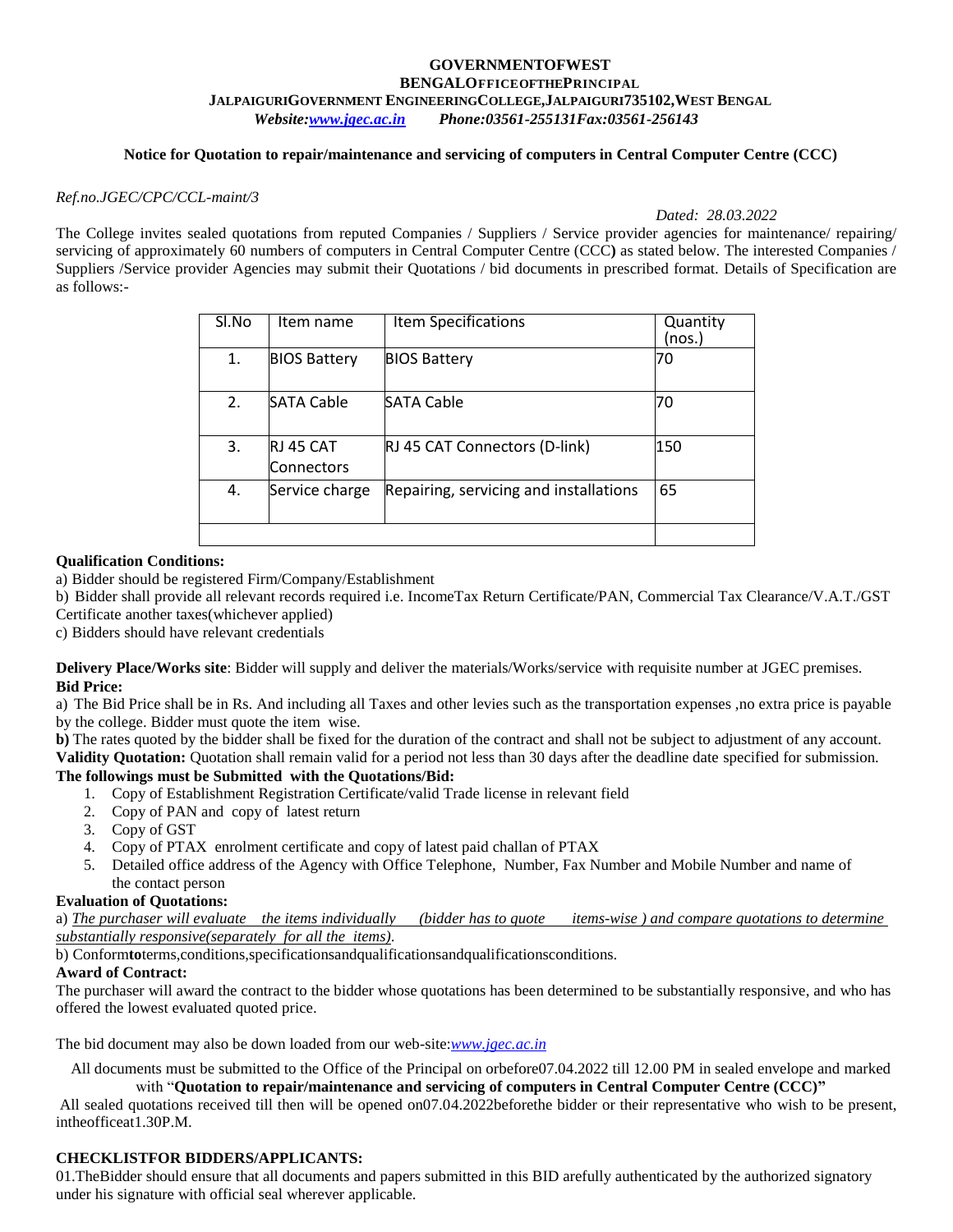**GOVERNMENTOFWEST BENGALOFFICEOFTHEPRINCIPAL**
**JALPAIGURIGOVERNMENT ENGINEERINGCOLLEGE,JALPAIGURI735102,WEST BENGAL**
*Website:www.jgec.ac.in Phone:03561-255131Fax:03561-256143*

**Notice for Quotation to repair/maintenance and servicing of computers in Central Computer Centre (CCC)**

*Ref.no.JGEC/CPC/CCL-maint/3*

*Dated: 28.03.2022*

The College invites sealed quotations from reputed Companies / Suppliers / Service provider agencies for maintenance/ repairing/ servicing of approximately 60 numbers of computers in Central Computer Centre (CCC**)** as stated below. The interested Companies / Suppliers /Service provider Agencies may submit their Quotations / bid documents in prescribed format. Details of Specification are as follows:-

| Sl.No | Item name | Item Specifications | Quantity (nos.) |
|---|---|---|---|
| 1. | BIOS Battery | BIOS Battery | 70 |
| 2. | SATA Cable | SATA Cable | 70 |
| 3. | RJ 45 CAT Connectors | RJ 45 CAT Connectors (D-link) | 150 |
| 4. | Service charge | Repairing, servicing and installations | 65 |
| | | | |

**Qualification Conditions:**

a) Bidder should be registered Firm/Company/Establishment

b) Bidder shall provide all relevant records required i.e. IncomeTax Return Certificate/PAN, Commercial Tax Clearance/V.A.T./GST Certificate another taxes(whichever applied)

c) Bidders should have relevant credentials

**Delivery Place/Works site**: Bidder will supply and deliver the materials/Works/service with requisite number at JGEC premises.

**Bid Price:**

a) The Bid Price shall be in Rs. And including all Taxes and other levies such as the transportation expenses ,no extra price is payable by the college. Bidder must quote the item wise.

**b)** The rates quoted by the bidder shall be fixed for the duration of the contract and shall not be subject to adjustment of any account.

**Validity Quotation:** Quotation shall remain valid for a period not less than 30 days after the deadline date specified for submission.

**The followings must be Submitted with the Quotations/Bid:**

1. Copy of Establishment Registration Certificate/valid Trade license in relevant field
2. Copy of PAN and copy of latest return
3. Copy of GST
4. Copy of PTAX enrolment certificate and copy of latest paid challan of PTAX
5. Detailed office address of the Agency with Office Telephone, Number, Fax Number and Mobile Number and name of the contact person

**Evaluation of Quotations:**

a) *The purchaser will evaluate the items individually (bidder has to quote items-wise ) and compare quotations to determine substantially responsive(separately for all the items)*.

b) Conform**to**terms,conditions,specificationsandqualificationsandqualificationsconditions.

**Award of Contract:**

The purchaser will award the contract to the bidder whose quotations has been determined to be substantially responsive, and who has offered the lowest evaluated quoted price.

The bid document may also be down loaded from our web-site:*www.jgec.ac.in*

All documents must be submitted to the Office of the Principal on orbefore07.04.2022 till 12.00 PM in sealed envelope and marked with "**Quotation to repair/maintenance and servicing of computers in Central Computer Centre (CCC)"**

All sealed quotations received till then will be opened on07.04.2022beforethe bidder or their representative who wish to be present, intheofficeat1.30P.M.

**CHECKLISTFOR BIDDERS/APPLICANTS:**

01.TheBidder should ensure that all documents and papers submitted in this BID arefully authenticated by the authorized signatory under his signature with official seal wherever applicable.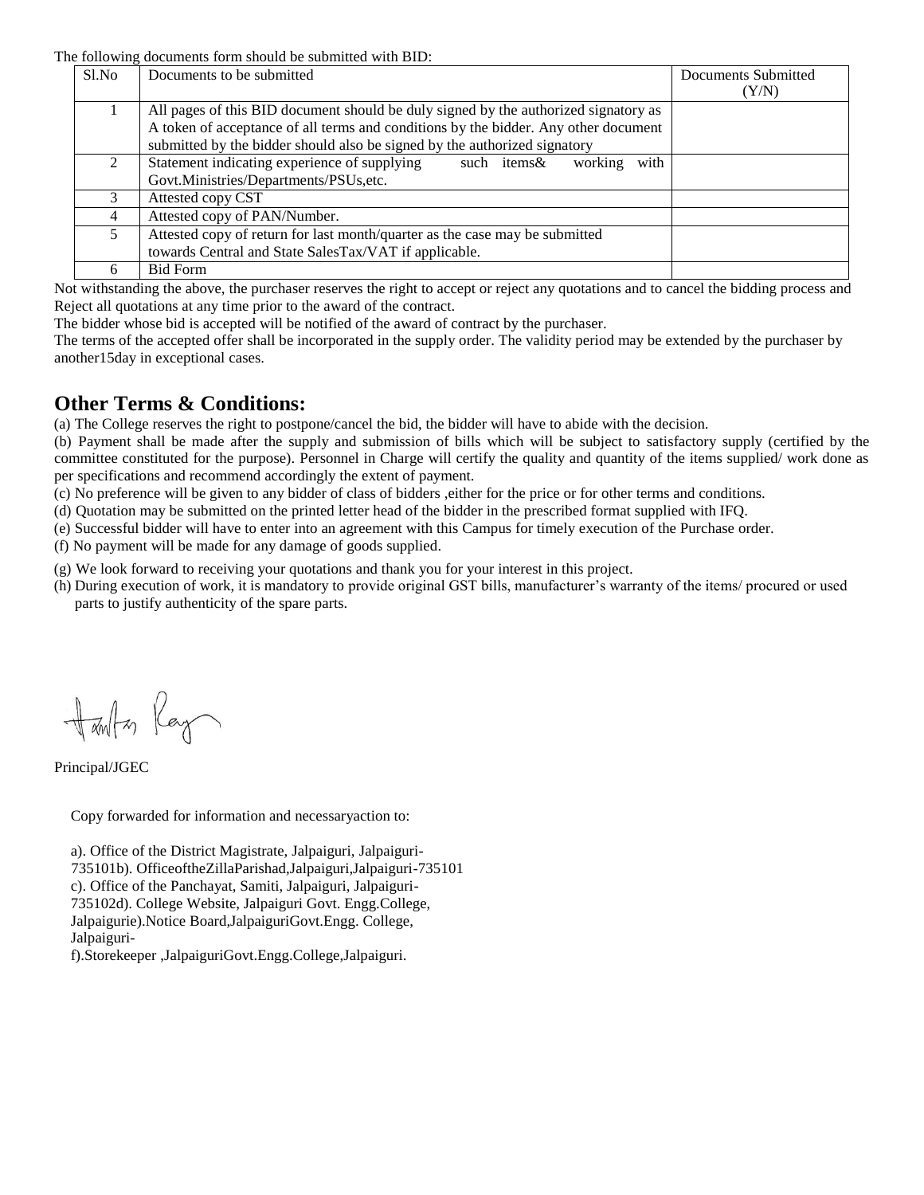The following documents form should be submitted with BID:

| Sl.No | Documents to be submitted | Documents Submitted (Y/N) |
|---|---|---|
| 1 | All pages of this BID document should be duly signed by the authorized signatory as A token of acceptance of all terms and conditions by the bidder. Any other document submitted by the bidder should also be signed by the authorized signatory | |
| 2 | Statement indicating experience of supplying such items& working with Govt.Ministries/Departments/PSUs,etc. | |
| 3 | Attested copy CST | |
| 4 | Attested copy of PAN/Number. | |
| 5 | Attested copy of return for last month/quarter as the case may be submitted towards Central and State SalesTax/VAT if applicable. | |
| 6 | Bid Form | |

Not withstanding the above, the purchaser reserves the right to accept or reject any quotations and to cancel the bidding process and Reject all quotations at any time prior to the award of the contract.

The bidder whose bid is accepted will be notified of the award of contract by the purchaser.

The terms of the accepted offer shall be incorporated in the supply order. The validity period may be extended by the purchaser by another15day in exceptional cases.

## Other Terms & Conditions:

(a) The College reserves the right to postpone/cancel the bid, the bidder will have to abide with the decision.

(b) Payment shall be made after the supply and submission of bills which will be subject to satisfactory supply (certified by the committee constituted for the purpose). Personnel in Charge will certify the quality and quantity of the items supplied/ work done as per specifications and recommend accordingly the extent of payment.

(c) No preference will be given to any bidder of class of bidders ,either for the price or for other terms and conditions.

(d) Quotation may be submitted on the printed letter head of the bidder in the prescribed format supplied with IFQ.

(e) Successful bidder will have to enter into an agreement with this Campus for timely execution of the Purchase order.

(f) No payment will be made for any damage of goods supplied.

(g) We look forward to receiving your quotations and thank you for your interest in this project.

(h) During execution of work, it is mandatory to provide original GST bills, manufacturer's warranty of the items/ procured or used parts to justify authenticity of the spare parts.

Principal/JGEC

Copy forwarded for information and necessaryaction to:

a). Office of the District Magistrate, Jalpaiguri, Jalpaiguri-735101b). OfficeoftheZillaParishad,Jalpaiguri,Jalpaiguri-735101
c). Office of the Panchayat, Samiti, Jalpaiguri, Jalpaiguri-735102d). College Website, Jalpaiguri Govt. Engg.College, Jalpaigurie).Notice Board,JalpaiguriGovt.Engg. College, Jalpaiguri-
f).Storekeeper ,JalpaiguriGovt.Engg.College,Jalpaiguri.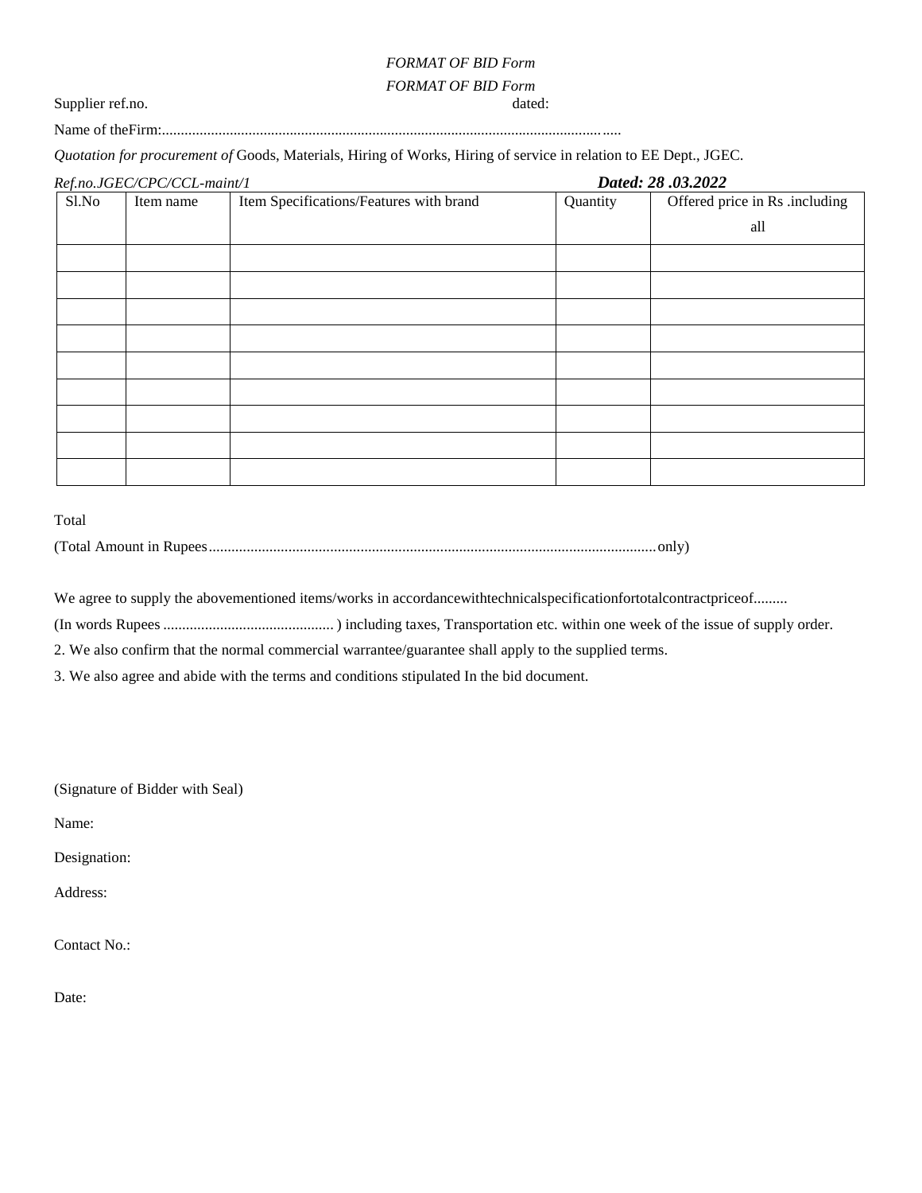*FORMAT OF BID Form*

*FORMAT OF BID Form*

Supplier ref.no. dated:

Name of theFirm:.........................................................................................................................

*Quotation for procurement of* Goods, Materials, Hiring of Works, Hiring of service in relation to EE Dept., JGEC.

*Ref.no.JGEC/CPC/CCL-maint/1* ***Dated: 28 .03.2022***

| Sl.No | Item name | Item Specifications/Features with brand | Quantity | Offered price in Rs .including all |
|---|---|---|---|---|
| | | | | |
| | | | | |
| | | | | |
| | | | | |
| | | | | |
| | | | | |
| | | | | |
| | | | | |
| | | | | |

Total

(Total Amount in Rupees......................................................................................................................only)

We agree to supply the abovementioned items/works in accordancewithtechnicalspecificationfortotalcontractpriceof.........

(In words Rupees ............................................. ) including taxes, Transportation etc. within one week of the issue of supply order.

2. We also confirm that the normal commercial warrantee/guarantee shall apply to the supplied terms.

3. We also agree and abide with the terms and conditions stipulated In the bid document.

(Signature of Bidder with Seal)

Name:

Designation:

Address:

Contact No.:

Date: